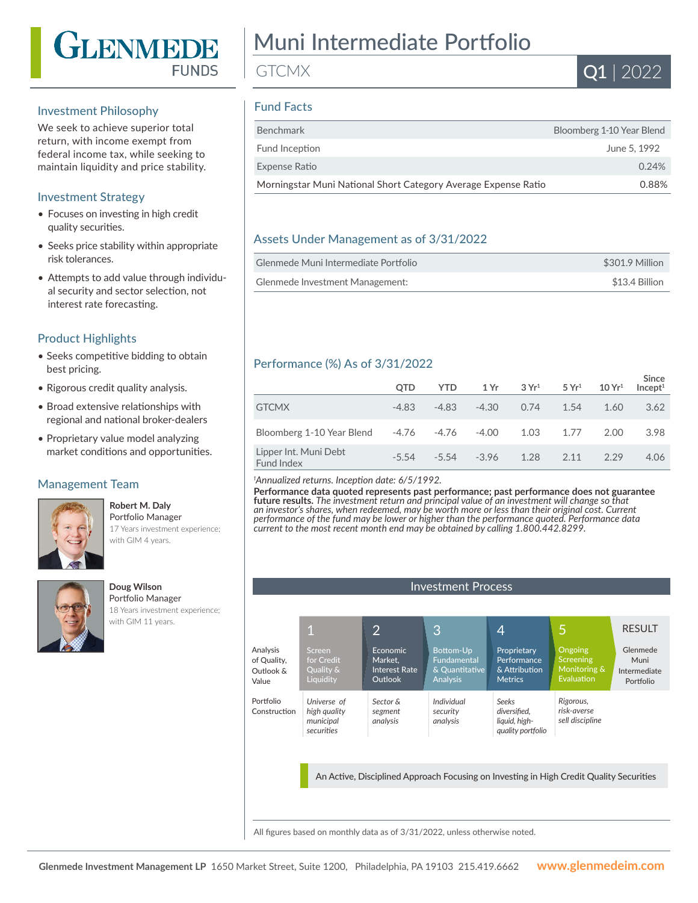# GLENMEDE FUNDS

# Muni Intermediate Portfolio

GTCMX

**Q1 | 2022**

## Investment Philosophy

We seek to achieve superior total return, with income exempt from federal income tax, while seeking to maintain liquidity and price stability.

## Investment Strategy

- Focuses on investing in high credit quality securities.
- Seeks price stability within appropriate risk tolerances.
- Attempts to add value through individual security and sector selection, not interest rate forecasting.

## Product Highlights

- Seeks competitive bidding to obtain best pricing.
- Rigorous credit quality analysis.
- Broad extensive relationships with regional and national broker-dealers
- Proprietary value model analyzing market conditions and opportunities.

## Management Team

**Robert M. Daly**
Portfolio Manager
17 Years investment experience; with GIM 4 years.

**Doug Wilson**
Portfolio Manager
18 Years investment experience; with GIM 11 years.

## Fund Facts

| | |
|---|---|
| Benchmark | Bloomberg 1-10 Year Blend |
| Fund Inception | June 5, 1992 |
| Expense Ratio | 0.24% |
| Morningstar Muni National Short Category Average Expense Ratio | 0.88% |

## Assets Under Management as of 3/31/2022

| | |
|---|---|
| Glenmede Muni Intermediate Portfolio | $301.9 Million |
| Glenmede Investment Management: | $13.4 Billion |

## Performance (%) As of 3/31/2022

| | QTD | YTD | 1 Yr | 3 Yr[1] | 5 Yr[1] | 10 Yr[1] | Since Incept[1] |
|---|---|---|---|---|---|---|---|
| GTCMX | -4.83 | -4.83 | -4.30 | 0.74 | 1.54 | 1.60 | 3.62 |
| Bloomberg 1-10 Year Blend | -4.76 | -4.76 | -4.00 | 1.03 | 1.77 | 2.00 | 3.98 |
| Lipper Int. Muni Debt Fund Index | -5.54 | -5.54 | -3.96 | 1.28 | 2.11 | 2.29 | 4.06 |

[1]*Annualized returns. Inception date: 6/5/1992.*

**Performance data quoted represents past performance; past performance does not guarantee future results.** *The investment return and principal value of an investment will change so that an investor's shares, when redeemed, may be worth more or less than their original cost. Current performance of the fund may be lower or higher than the performance quoted. Performance data current to the most recent month end may be obtained by calling 1.800.442.8299.*

## Investment Process

| | 1 | 2 | 3 | 4 | 5 | RESULT |
|---|---|---|---|---|---|---|
| Analysis of Quality, Outlook & Value | Screen for Credit Quality & Liquidity | Economic Market, Interest Rate Outlook | Bottom-Up Fundamental & Quantitative Analysis | Proprietary Performance & Attribution Metrics | Ongoing Screening Monitoring & Evaluation | Glenmede Muni Intermediate Portfolio |
| Portfolio Construction | *Universe of high quality municipal securities* | *Sector & segment analysis* | *Individual security analysis* | *Seeks diversified, liquid, high-quality portfolio* | *Rigorous, risk-averse sell discipline* | |

An Active, Disciplined Approach Focusing on Investing in High Credit Quality Securities

All figures based on monthly data as of 3/31/2022, unless otherwise noted.

**Glenmede Investment Management LP** 1650 Market Street, Suite 1200, Philadelphia, PA 19103 215.419.6662 **www.glenmedeim.com**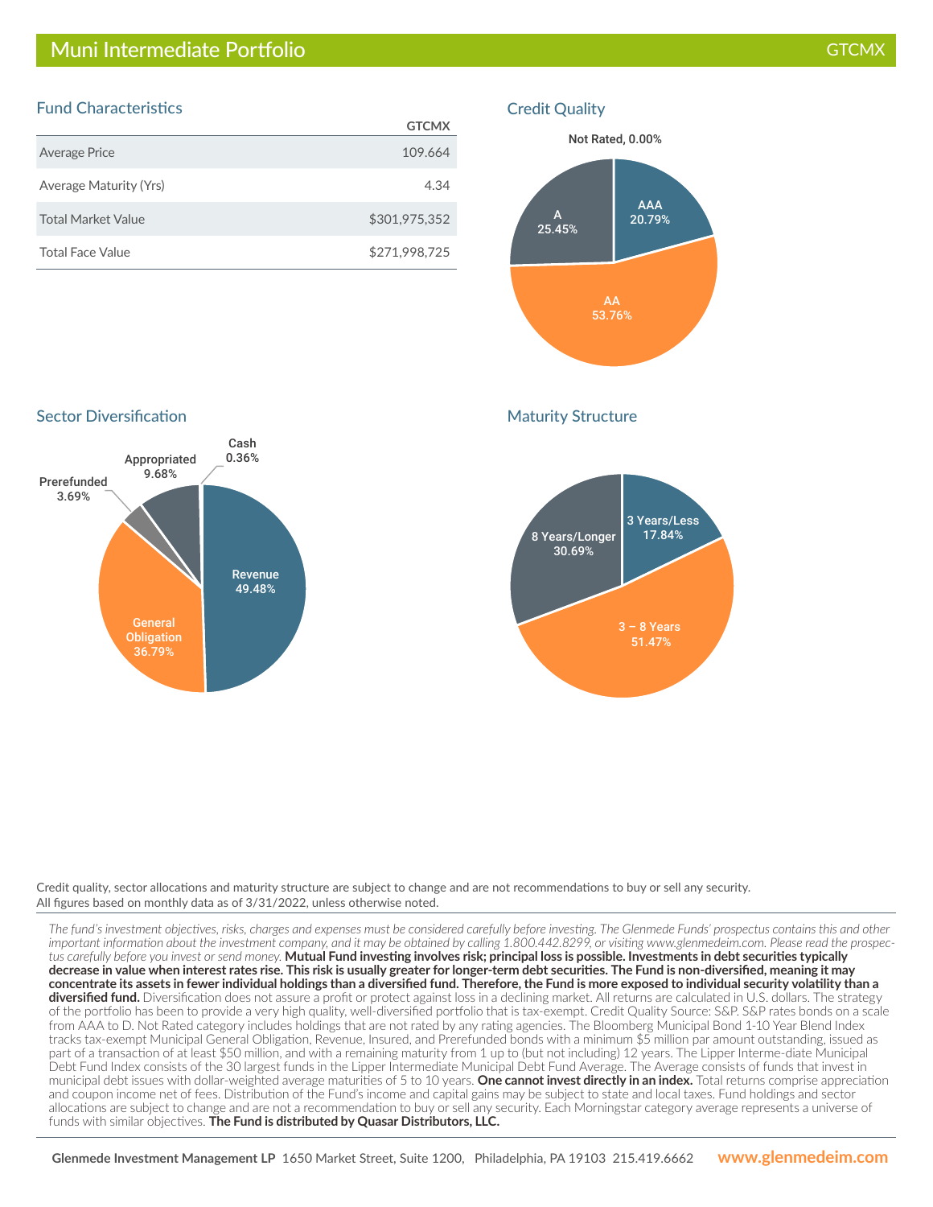# Muni Intermediate Portfolio

GTCMX

## Fund Characteristics

| | GTCMX |
|---|---|
| Average Price | 109.664 |
| Average Maturity (Yrs) | 4.34 |
| Total Market Value | $301,975,352 |
| Total Face Value | $271,998,725 |

## Credit Quality

Not Rated, 0.00%

AAA 20.79%

AA 53.76%

A 25.45%

## Sector Diversification

Cash 0.36%

Appropriated 9.68%

Prerefunded 3.69%

Revenue 49.48%

General Obligation 36.79%

## Maturity Structure

3 Years/Less 17.84%

3 – 8 Years 51.47%

8 Years/Longer 30.69%

Credit quality, sector allocations and maturity structure are subject to change and are not recommendations to buy or sell any security.
All figures based on monthly data as of 3/31/2022, unless otherwise noted.

*The fund's investment objectives, risks, charges and expenses must be considered carefully before investing. The Glenmede Funds' prospectus contains this and other important information about the investment company, and it may be obtained by calling 1.800.442.8299, or visiting www.glenmedeim.com. Please read the prospectus carefully before you invest or send money.* **Mutual Fund investing involves risk; principal loss is possible. Investments in debt securities typically decrease in value when interest rates rise. This risk is usually greater for longer-term debt securities. The Fund is non-diversified, meaning it may concentrate its assets in fewer individual holdings than a diversified fund. Therefore, the Fund is more exposed to individual security volatility than a diversified fund.** Diversification does not assure a profit or protect against loss in a declining market. All returns are calculated in U.S. dollars. The strategy of the portfolio has been to provide a very high quality, well-diversified portfolio that is tax-exempt. Credit Quality Source: S&P. S&P rates bonds on a scale from AAA to D. Not Rated category includes holdings that are not rated by any rating agencies. The Bloomberg Municipal Bond 1-10 Year Blend Index tracks tax-exempt Municipal General Obligation, Revenue, Insured, and Prerefunded bonds with a minimum $5 million par amount outstanding, issued as part of a transaction of at least $50 million, and with a remaining maturity from 1 up to (but not including) 12 years. The Lipper Interme-diate Municipal Debt Fund Index consists of the 30 largest funds in the Lipper Intermediate Municipal Debt Fund Average. The Average consists of funds that invest in municipal debt issues with dollar-weighted average maturities of 5 to 10 years. **One cannot invest directly in an index.** Total returns comprise appreciation and coupon income net of fees. Distribution of the Fund's income and capital gains may be subject to state and local taxes. Fund holdings and sector allocations are subject to change and are not a recommendation to buy or sell any security. Each Morningstar category average represents a universe of funds with similar objectives. **The Fund is distributed by Quasar Distributors, LLC.**

**Glenmede Investment Management LP** 1650 Market Street, Suite 1200, Philadelphia, PA 19103 215.419.6662 **www.glenmedeim.com**